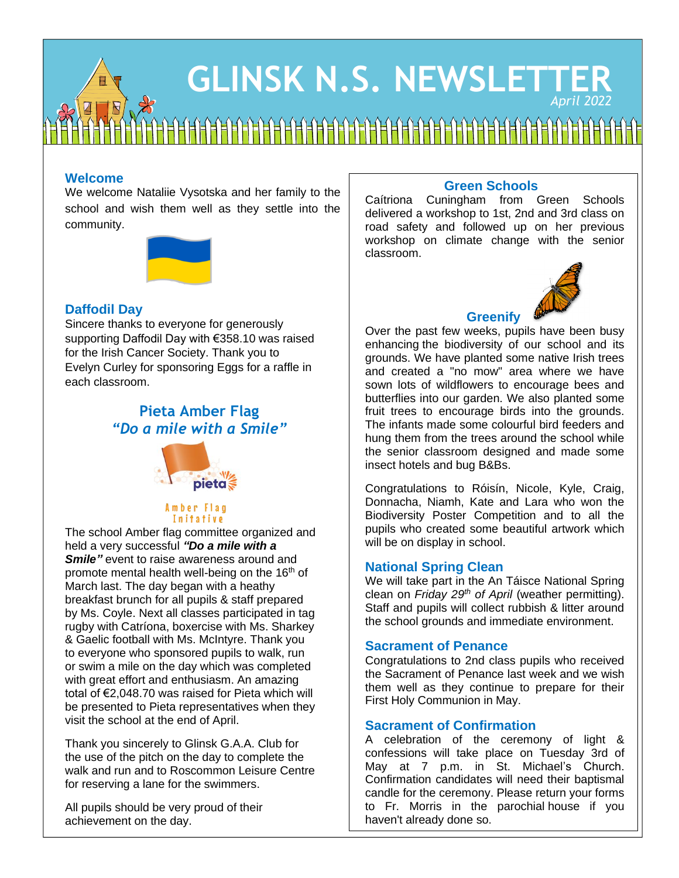# GLINSK N.S. NEWSLETTER

*April 2022*

## Welcome

We welcome Nataliie Vysotska and her family to the school and wish them well as they settle into the community.

## Daffodil Day

Sincere thanks to everyone for generously supporting Daffodil Day with €358.10 was raised for the Irish Cancer Society. Thank you to Evelyn Curley for sponsoring Eggs for a raffle in each classroom.

## Pieta Amber Flag

### *"Do a mile with a Smile"*

Amber Flag Initative

The school Amber flag committee organized and held a very successful ***"Do a mile with a Smile"*** event to raise awareness around and promote mental health well-being on the 16th of March last. The day began with a heathy breakfast brunch for all pupils & staff prepared by Ms. Coyle. Next all classes participated in tag rugby with Catríona, boxercise with Ms. Sharkey & Gaelic football with Ms. McIntyre. Thank you to everyone who sponsored pupils to walk, run or swim a mile on the day which was completed with great effort and enthusiasm. An amazing total of €2,048.70 was raised for Pieta which will be presented to Pieta representatives when they visit the school at the end of April.

Thank you sincerely to Glinsk G.A.A. Club for the use of the pitch on the day to complete the walk and run and to Roscommon Leisure Centre for reserving a lane for the swimmers.

All pupils should be very proud of their achievement on the day.

## Green Schools

Caítriona Cuningham from Green Schools delivered a workshop to 1st, 2nd and 3rd class on road safety and followed up on her previous workshop on climate change with the senior classroom.

## Greenify

Over the past few weeks, pupils have been busy enhancing the biodiversity of our school and its grounds. We have planted some native Irish trees and created a "no mow" area where we have sown lots of wildflowers to encourage bees and butterflies into our garden. We also planted some fruit trees to encourage birds into the grounds. The infants made some colourful bird feeders and hung them from the trees around the school while the senior classroom designed and made some insect hotels and bug B&Bs.

Congratulations to Róisín, Nicole, Kyle, Craig, Donnacha, Niamh, Kate and Lara who won the Biodiversity Poster Competition and to all the pupils who created some beautiful artwork which will be on display in school.

## National Spring Clean

We will take part in the An Táisce National Spring clean on *Friday 29th of April* (weather permitting). Staff and pupils will collect rubbish & litter around the school grounds and immediate environment.

## Sacrament of Penance

Congratulations to 2nd class pupils who received the Sacrament of Penance last week and we wish them well as they continue to prepare for their First Holy Communion in May.

## Sacrament of Confirmation

A celebration of the ceremony of light & confessions will take place on Tuesday 3rd of May at 7 p.m. in St. Michael's Church. Confirmation candidates will need their baptismal candle for the ceremony. Please return your forms to Fr. Morris in the parochial house if you haven't already done so.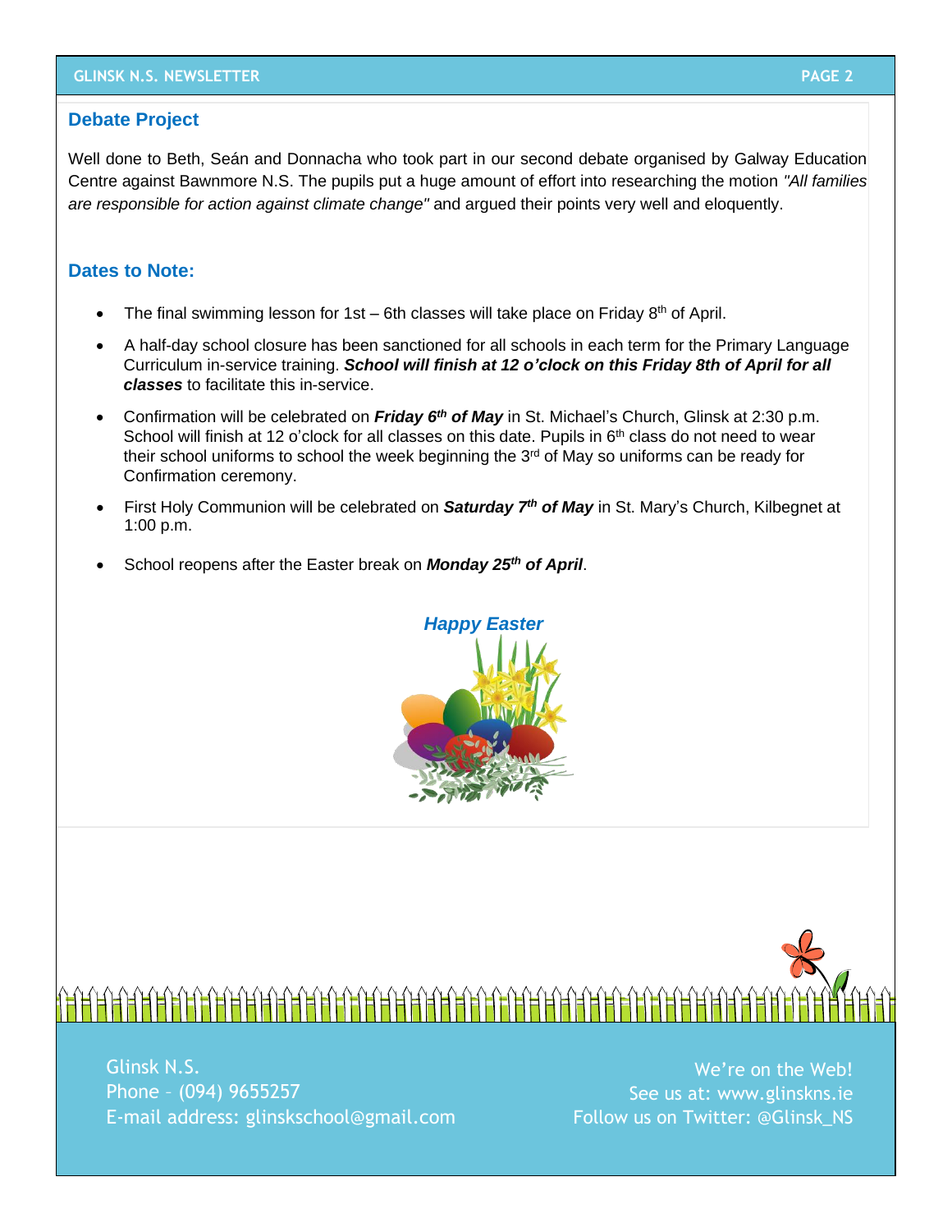## Debate Project

Well done to Beth, Seán and Donnacha who took part in our second debate organised by Galway Education Centre against Bawnmore N.S. The pupils put a huge amount of effort into researching the motion *"All families are responsible for action against climate change"* and argued their points very well and eloquently.

## Dates to Note:

- The final swimming lesson for 1st – 6th classes will take place on Friday 8th of April.
- A half-day school closure has been sanctioned for all schools in each term for the Primary Language Curriculum in-service training. ***School will finish at 12 o'clock on this Friday 8th of April for all classes*** to facilitate this in-service.
- Confirmation will be celebrated on ***Friday 6th of May*** in St. Michael's Church, Glinsk at 2:30 p.m. School will finish at 12 o'clock for all classes on this date. Pupils in 6th class do not need to wear their school uniforms to school the week beginning the 3rd of May so uniforms can be ready for Confirmation ceremony.
- First Holy Communion will be celebrated on ***Saturday 7th of May*** in St. Mary's Church, Kilbegnet at 1:00 p.m.
- School reopens after the Easter break on ***Monday 25th of April***.

***Happy Easter***

Glinsk N.S.
Phone – (094) 9655257
E-mail address: glinskschool@gmail.com

We're on the Web!
See us at: www.glinskns.ie
Follow us on Twitter: @Glinsk_NS